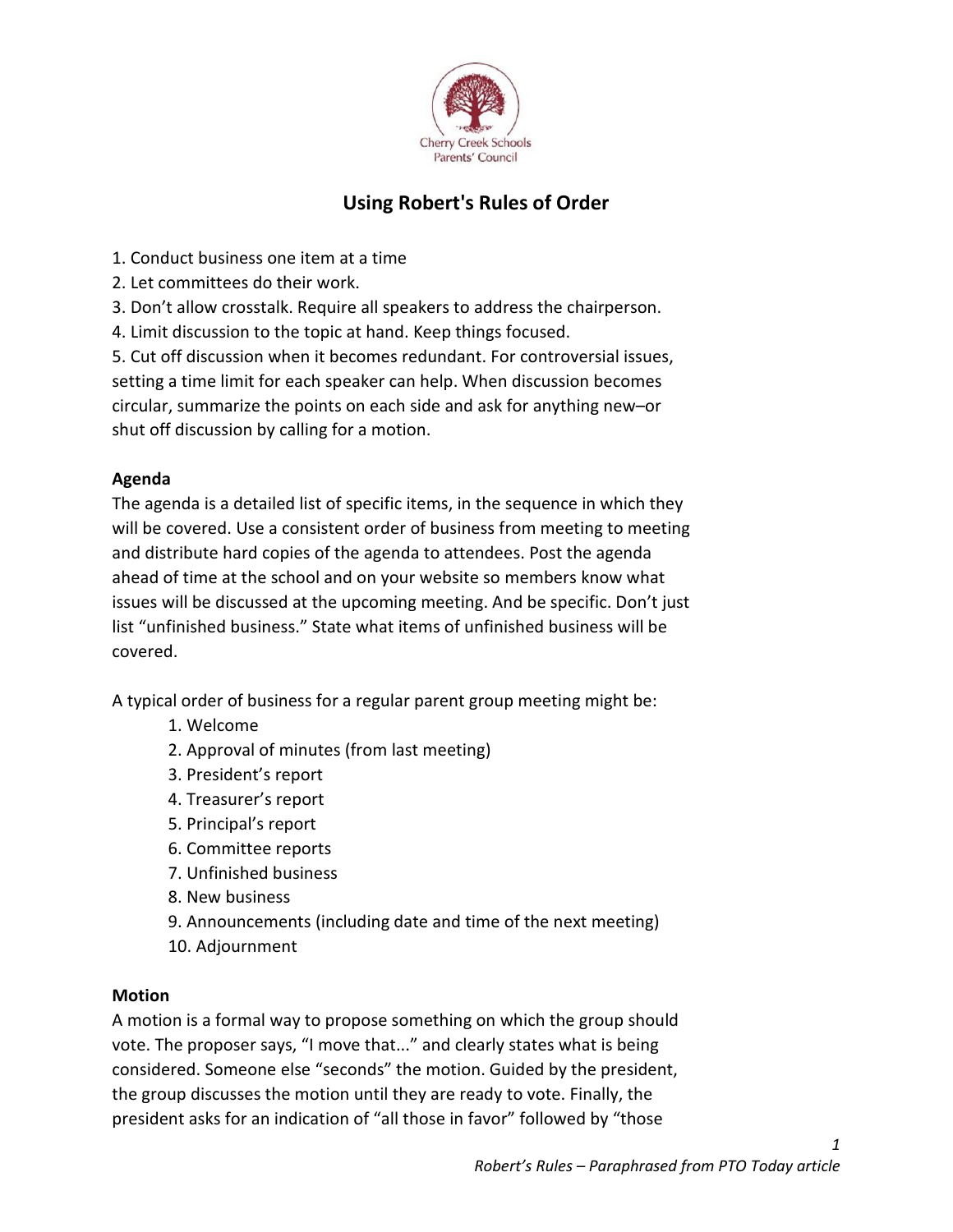Cherry Creek Schools
Parents' Council

# Using Robert's Rules of Order

1. Conduct business one item at a time
2. Let committees do their work.
3. Don't allow crosstalk. Require all speakers to address the chairperson.
4. Limit discussion to the topic at hand. Keep things focused.
5. Cut off discussion when it becomes redundant. For controversial issues, setting a time limit for each speaker can help. When discussion becomes circular, summarize the points on each side and ask for anything new–or shut off discussion by calling for a motion.

**Agenda**

The agenda is a detailed list of specific items, in the sequence in which they will be covered. Use a consistent order of business from meeting to meeting and distribute hard copies of the agenda to attendees. Post the agenda ahead of time at the school and on your website so members know what issues will be discussed at the upcoming meeting. And be specific. Don't just list "unfinished business." State what items of unfinished business will be covered.

A typical order of business for a regular parent group meeting might be:

1. Welcome
2. Approval of minutes (from last meeting)
3. President's report
4. Treasurer's report
5. Principal's report
6. Committee reports
7. Unfinished business
8. New business
9. Announcements (including date and time of the next meeting)
10. Adjournment

**Motion**

A motion is a formal way to propose something on which the group should vote. The proposer says, "I move that..." and clearly states what is being considered. Someone else "seconds" the motion. Guided by the president, the group discusses the motion until they are ready to vote. Finally, the president asks for an indication of "all those in favor" followed by "those

*Robert's Rules – Paraphrased from PTO Today article*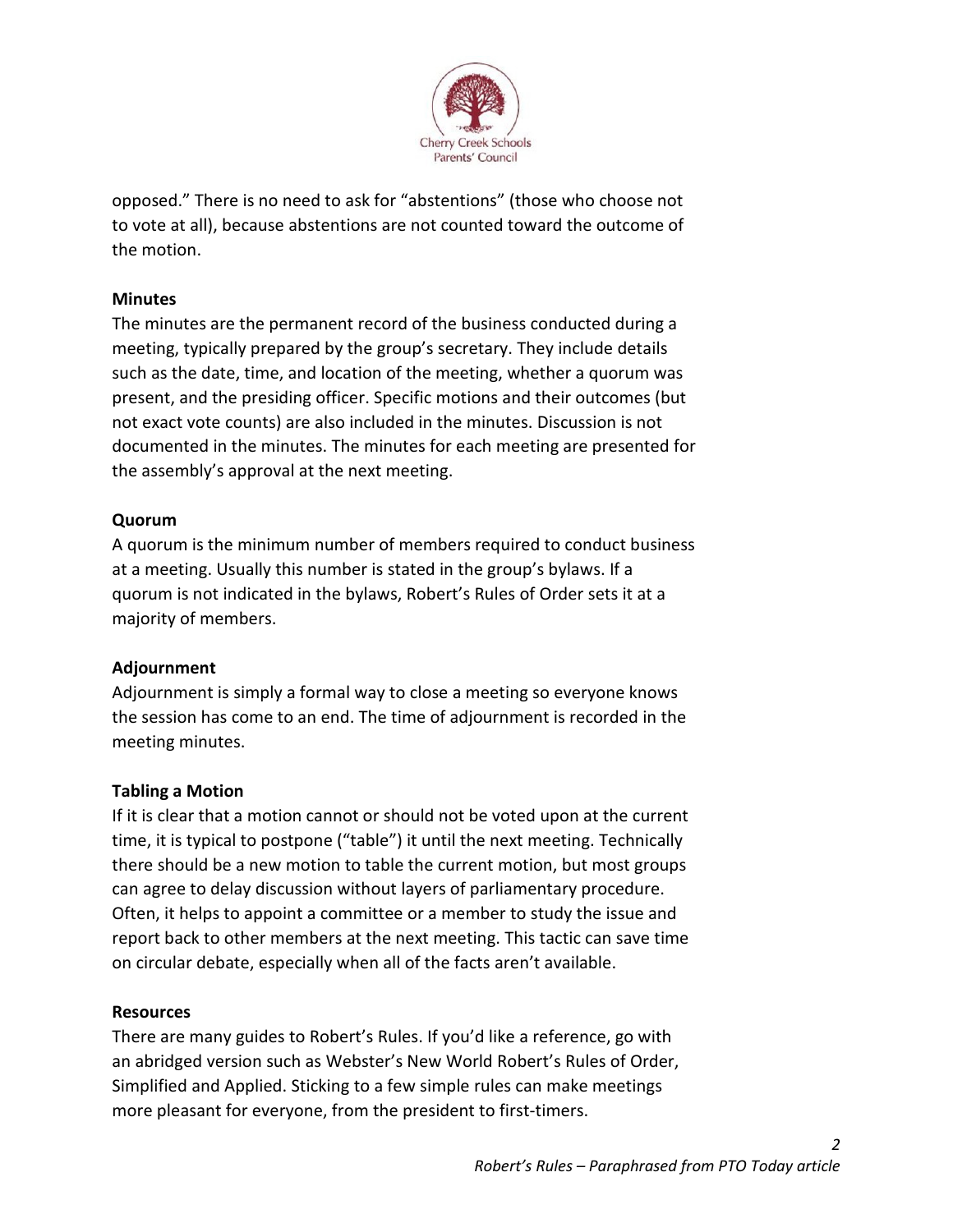opposed." There is no need to ask for "abstentions" (those who choose not to vote at all), because abstentions are not counted toward the outcome of the motion.

**Minutes**
The minutes are the permanent record of the business conducted during a meeting, typically prepared by the group's secretary. They include details such as the date, time, and location of the meeting, whether a quorum was present, and the presiding officer. Specific motions and their outcomes (but not exact vote counts) are also included in the minutes. Discussion is not documented in the minutes. The minutes for each meeting are presented for the assembly's approval at the next meeting.

**Quorum**
A quorum is the minimum number of members required to conduct business at a meeting. Usually this number is stated in the group's bylaws. If a quorum is not indicated in the bylaws, Robert's Rules of Order sets it at a majority of members.

**Adjournment**
Adjournment is simply a formal way to close a meeting so everyone knows the session has come to an end. The time of adjournment is recorded in the meeting minutes.

**Tabling a Motion**
If it is clear that a motion cannot or should not be voted upon at the current time, it is typical to postpone ("table") it until the next meeting. Technically there should be a new motion to table the current motion, but most groups can agree to delay discussion without layers of parliamentary procedure. Often, it helps to appoint a committee or a member to study the issue and report back to other members at the next meeting. This tactic can save time on circular debate, especially when all of the facts aren't available.

**Resources**
There are many guides to Robert's Rules. If you'd like a reference, go with an abridged version such as Webster's New World Robert's Rules of Order, Simplified and Applied. Sticking to a few simple rules can make meetings more pleasant for everyone, from the president to first-timers.